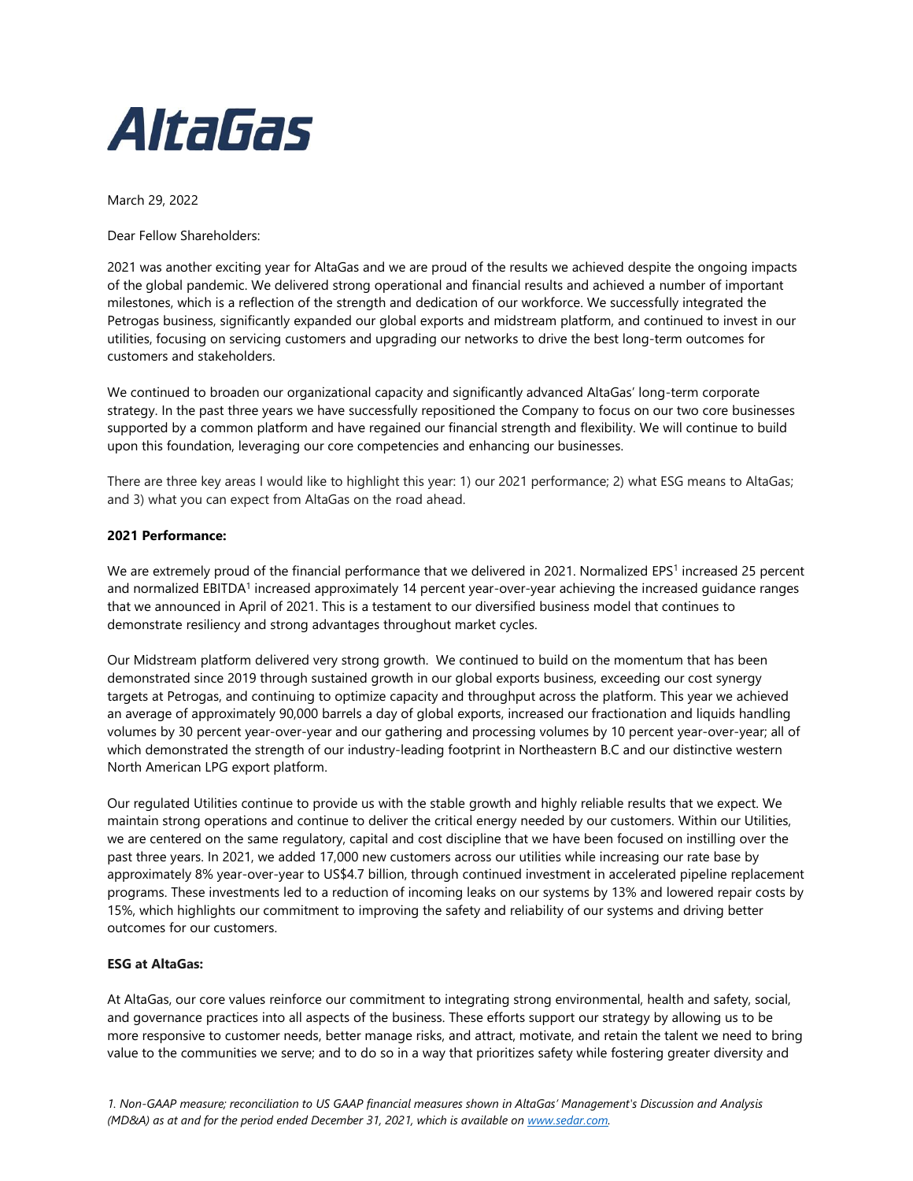# AltaGas

March 29, 2022

Dear Fellow Shareholders:

2021 was another exciting year for AltaGas and we are proud of the results we achieved despite the ongoing impacts of the global pandemic. We delivered strong operational and financial results and achieved a number of important milestones, which is a reflection of the strength and dedication of our workforce. We successfully integrated the Petrogas business, significantly expanded our global exports and midstream platform, and continued to invest in our utilities, focusing on servicing customers and upgrading our networks to drive the best long-term outcomes for customers and stakeholders.

We continued to broaden our organizational capacity and significantly advanced AltaGas' long-term corporate strategy. In the past three years we have successfully repositioned the Company to focus on our two core businesses supported by a common platform and have regained our financial strength and flexibility. We will continue to build upon this foundation, leveraging our core competencies and enhancing our businesses.

There are three key areas I would like to highlight this year: 1) our 2021 performance; 2) what ESG means to AltaGas; and 3) what you can expect from AltaGas on the road ahead.

**2021 Performance:**

We are extremely proud of the financial performance that we delivered in 2021. Normalized EPS[1] increased 25 percent and normalized EBITDA[1] increased approximately 14 percent year-over-year achieving the increased guidance ranges that we announced in April of 2021. This is a testament to our diversified business model that continues to demonstrate resiliency and strong advantages throughout market cycles.

Our Midstream platform delivered very strong growth. We continued to build on the momentum that has been demonstrated since 2019 through sustained growth in our global exports business, exceeding our cost synergy targets at Petrogas, and continuing to optimize capacity and throughput across the platform. This year we achieved an average of approximately 90,000 barrels a day of global exports, increased our fractionation and liquids handling volumes by 30 percent year-over-year and our gathering and processing volumes by 10 percent year-over-year; all of which demonstrated the strength of our industry-leading footprint in Northeastern B.C and our distinctive western North American LPG export platform.

Our regulated Utilities continue to provide us with the stable growth and highly reliable results that we expect. We maintain strong operations and continue to deliver the critical energy needed by our customers. Within our Utilities, we are centered on the same regulatory, capital and cost discipline that we have been focused on instilling over the past three years. In 2021, we added 17,000 new customers across our utilities while increasing our rate base by approximately 8% year-over-year to US$4.7 billion, through continued investment in accelerated pipeline replacement programs. These investments led to a reduction of incoming leaks on our systems by 13% and lowered repair costs by 15%, which highlights our commitment to improving the safety and reliability of our systems and driving better outcomes for our customers.

**ESG at AltaGas:**

At AltaGas, our core values reinforce our commitment to integrating strong environmental, health and safety, social, and governance practices into all aspects of the business. These efforts support our strategy by allowing us to be more responsive to customer needs, better manage risks, and attract, motivate, and retain the talent we need to bring value to the communities we serve; and to do so in a way that prioritizes safety while fostering greater diversity and

*1. Non-GAAP measure; reconciliation to US GAAP financial measures shown in AltaGas' Management's Discussion and Analysis (MD&A) as at and for the period ended December 31, 2021, which is available on www.sedar.com.*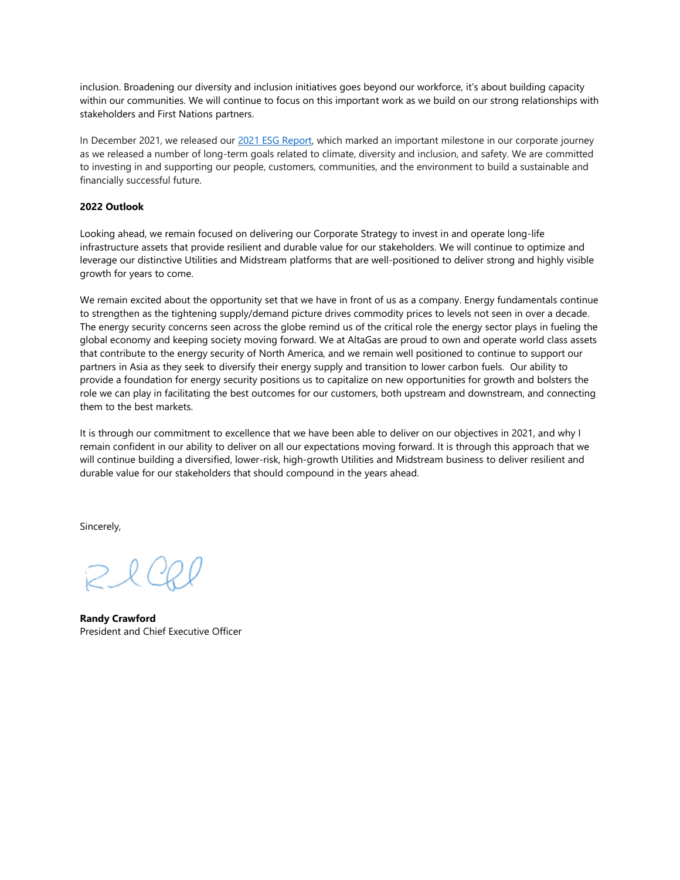inclusion. Broadening our diversity and inclusion initiatives goes beyond our workforce, it's about building capacity within our communities. We will continue to focus on this important work as we build on our strong relationships with stakeholders and First Nations partners.

In December 2021, we released our [2021 ESG Report](), which marked an important milestone in our corporate journey as we released a number of long-term goals related to climate, diversity and inclusion, and safety. We are committed to investing in and supporting our people, customers, communities, and the environment to build a sustainable and financially successful future.

**2022 Outlook**

Looking ahead, we remain focused on delivering our Corporate Strategy to invest in and operate long-life infrastructure assets that provide resilient and durable value for our stakeholders. We will continue to optimize and leverage our distinctive Utilities and Midstream platforms that are well-positioned to deliver strong and highly visible growth for years to come.

We remain excited about the opportunity set that we have in front of us as a company. Energy fundamentals continue to strengthen as the tightening supply/demand picture drives commodity prices to levels not seen in over a decade. The energy security concerns seen across the globe remind us of the critical role the energy sector plays in fueling the global economy and keeping society moving forward. We at AltaGas are proud to own and operate world class assets that contribute to the energy security of North America, and we remain well positioned to continue to support our partners in Asia as they seek to diversify their energy supply and transition to lower carbon fuels. Our ability to provide a foundation for energy security positions us to capitalize on new opportunities for growth and bolsters the role we can play in facilitating the best outcomes for our customers, both upstream and downstream, and connecting them to the best markets.

It is through our commitment to excellence that we have been able to deliver on our objectives in 2021, and why I remain confident in our ability to deliver on all our expectations moving forward. It is through this approach that we will continue building a diversified, lower-risk, high-growth Utilities and Midstream business to deliver resilient and durable value for our stakeholders that should compound in the years ahead.

Sincerely,

**Randy Crawford**
President and Chief Executive Officer